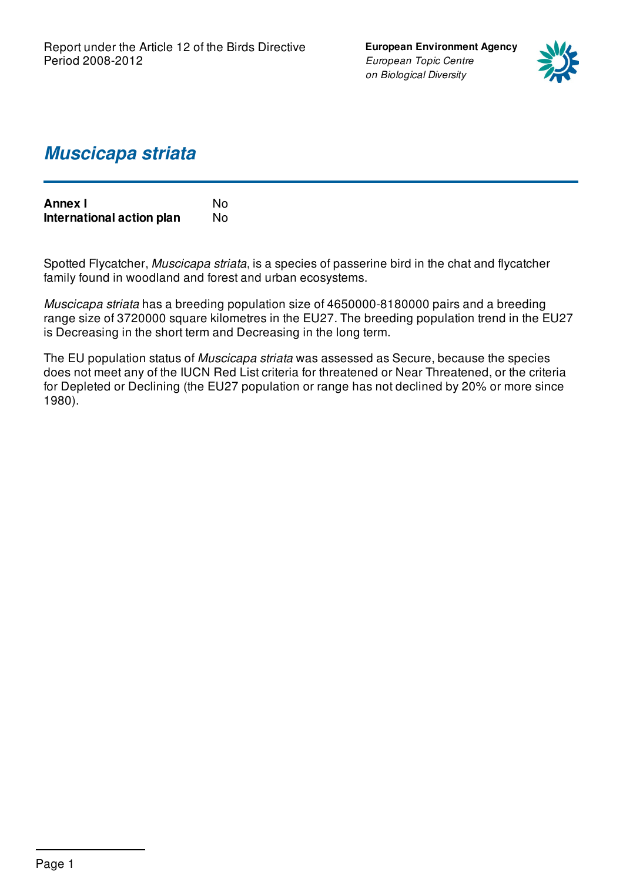Report under the Article 12 of the Birds Directive
Period 2008-2012

**European Environment Agency**
*European Topic Centre on Biological Diversity*

# *Muscicapa striata*

| | |
|---|---|
| **Annex I** | No |
| **International action plan** | No |

Spotted Flycatcher, *Muscicapa striata*, is a species of passerine bird in the chat and flycatcher family found in woodland and forest and urban ecosystems.

*Muscicapa striata* has a breeding population size of 4650000-8180000 pairs and a breeding range size of 3720000 square kilometres in the EU27. The breeding population trend in the EU27 is Decreasing in the short term and Decreasing in the long term.

The EU population status of *Muscicapa striata* was assessed as Secure, because the species does not meet any of the IUCN Red List criteria for threatened or Near Threatened, or the criteria for Depleted or Declining (the EU27 population or range has not declined by 20% or more since 1980).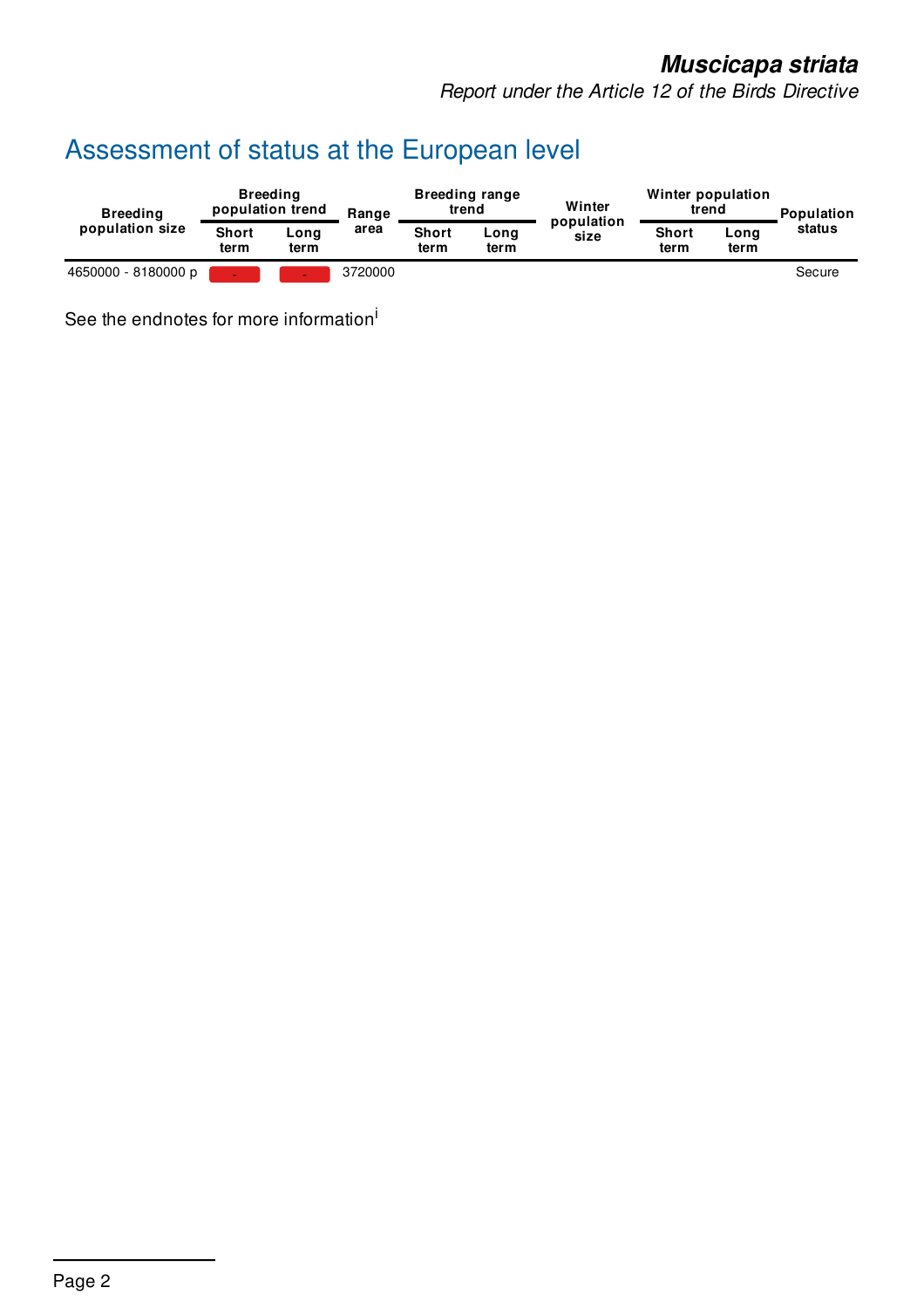## Assessment of status at the European level

| Breeding population size | Breeding population trend | | Range area | Breeding range trend | | Winter population size | Winter population trend | | Population status |
|---|---|---|---|---|---|---|---|---|---|
| | Short term | Long term | | Short term | Long term | | Short term | Long term | |
| 4650000 - 8180000 p | - | - | 3720000 | | | | | | Secure |

See the endnotes for more information[i]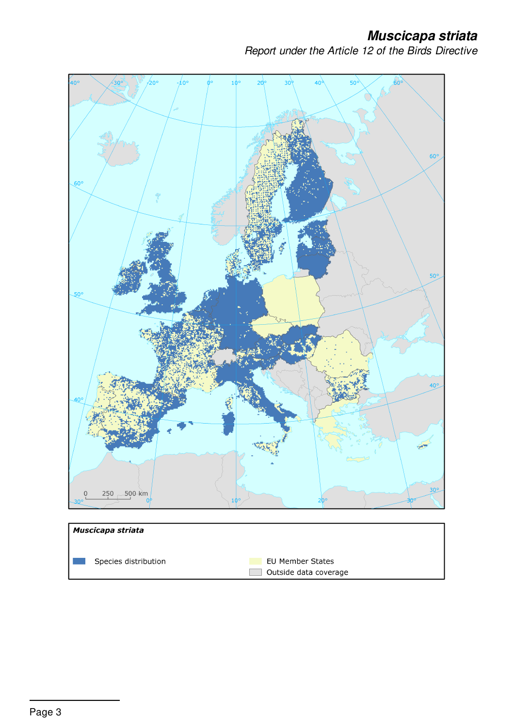# *Muscicapa striata*

*Report under the Article 12 of the Birds Directive*

***Muscicapa striata***

Species distribution

EU Member States

Outside data coverage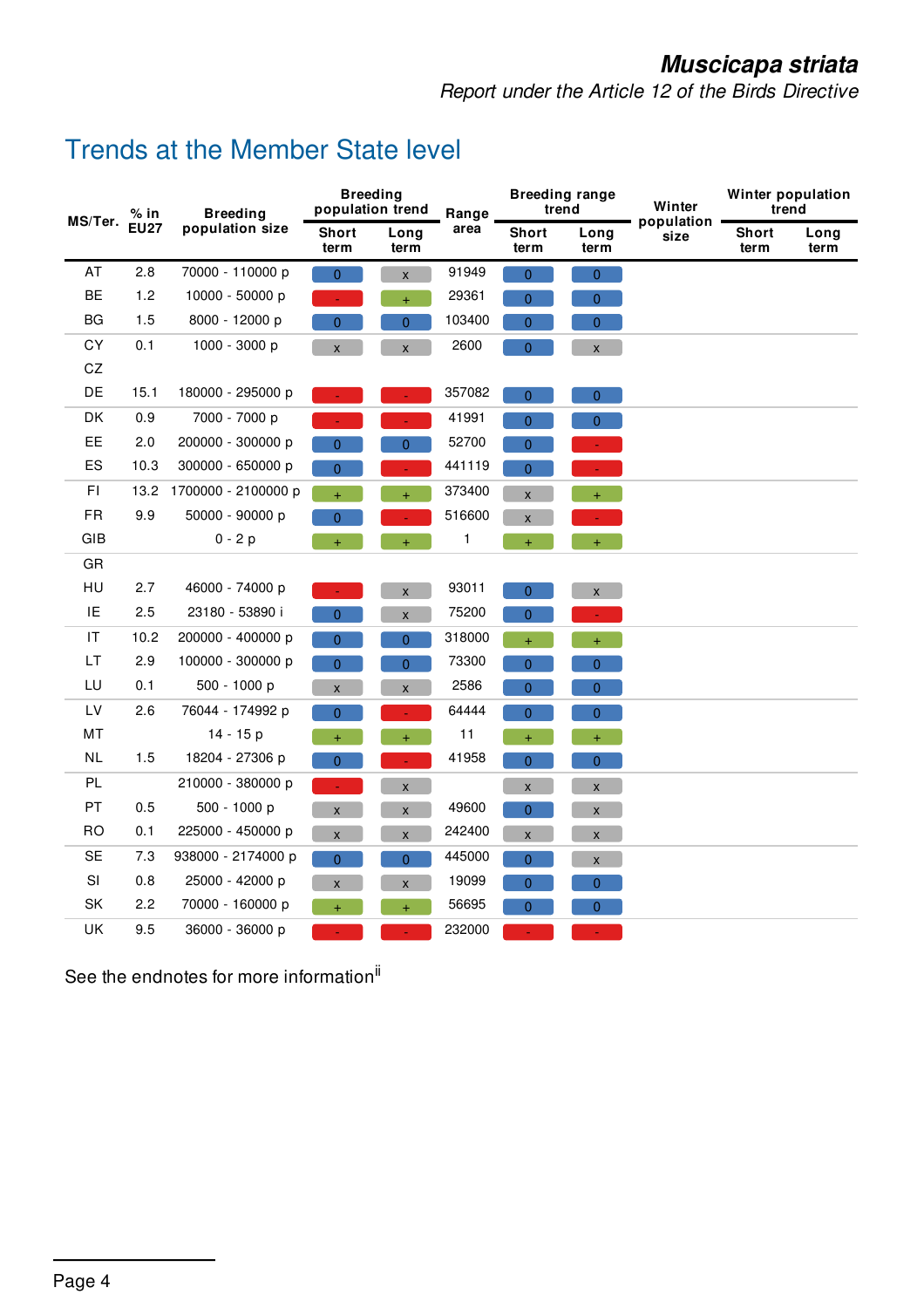## Trends at the Member State level

| MS/Ter. | % in EU27 | Breeding population size | Breeding population trend | | Range area | Breeding range trend | | Winter population size | Winter population trend | |
|---|---|---|---|---|---|---|---|---|---|---|
| | | | Short term | Long term | | Short term | Long term | | Short term | Long term |
| AT | 2.8 | 70000 - 110000 p | 0 | x | 91949 | 0 | 0 | | | |
| BE | 1.2 | 10000 - 50000 p | - | + | 29361 | 0 | 0 | | | |
| BG | 1.5 | 8000 - 12000 p | 0 | 0 | 103400 | 0 | 0 | | | |
| CY | 0.1 | 1000 - 3000 p | x | x | 2600 | 0 | x | | | |
| CZ | | | | | | | | | | |
| DE | 15.1 | 180000 - 295000 p | - | - | 357082 | 0 | 0 | | | |
| DK | 0.9 | 7000 - 7000 p | - | - | 41991 | 0 | 0 | | | |
| EE | 2.0 | 200000 - 300000 p | 0 | 0 | 52700 | 0 | - | | | |
| ES | 10.3 | 300000 - 650000 p | 0 | - | 441119 | 0 | - | | | |
| FI | 13.2 | 1700000 - 2100000 p | + | + | 373400 | x | + | | | |
| FR | 9.9 | 50000 - 90000 p | 0 | - | 516600 | x | - | | | |
| GIB | | 0 - 2 p | + | + | 1 | + | + | | | |
| GR | | | | | | | | | | |
| HU | 2.7 | 46000 - 74000 p | - | x | 93011 | 0 | x | | | |
| IE | 2.5 | 23180 - 53890 i | 0 | x | 75200 | 0 | - | | | |
| IT | 10.2 | 200000 - 400000 p | 0 | 0 | 318000 | + | + | | | |
| LT | 2.9 | 100000 - 300000 p | 0 | 0 | 73300 | 0 | 0 | | | |
| LU | 0.1 | 500 - 1000 p | x | x | 2586 | 0 | 0 | | | |
| LV | 2.6 | 76044 - 174992 p | 0 | - | 64444 | 0 | 0 | | | |
| MT | | 14 - 15 p | + | + | 11 | + | + | | | |
| NL | 1.5 | 18204 - 27306 p | 0 | - | 41958 | 0 | 0 | | | |
| PL | | 210000 - 380000 p | - | x | | x | x | | | |
| PT | 0.5 | 500 - 1000 p | x | x | 49600 | 0 | x | | | |
| RO | 0.1 | 225000 - 450000 p | x | x | 242400 | x | x | | | |
| SE | 7.3 | 938000 - 2174000 p | 0 | 0 | 445000 | 0 | x | | | |
| SI | 0.8 | 25000 - 42000 p | x | x | 19099 | 0 | 0 | | | |
| SK | 2.2 | 70000 - 160000 p | + | + | 56695 | 0 | 0 | | | |
| UK | 9.5 | 36000 - 36000 p | - | - | 232000 | - | - | | | |

See the endnotes for more information[ii]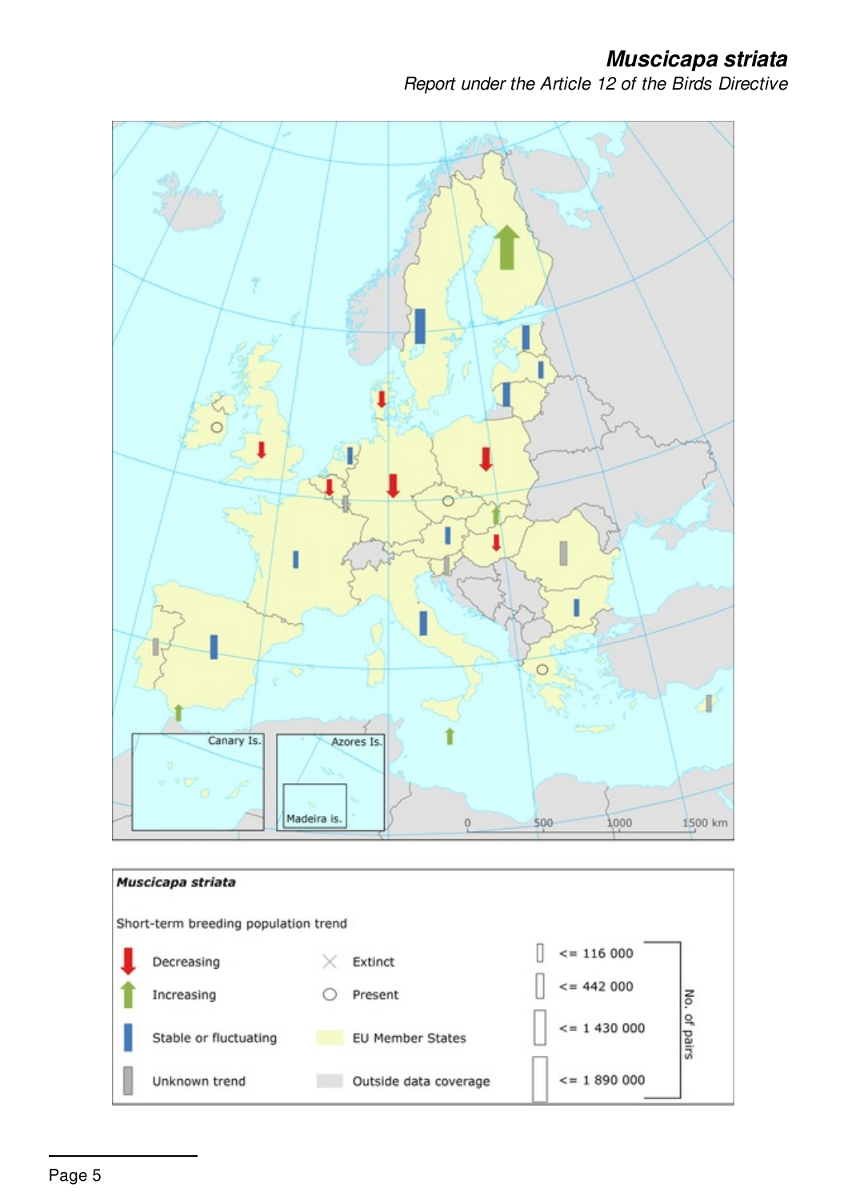Canary Is.

Azores Is.

Madeira Is.

0 500 1000 1500 km

**Muscicapa striata**

Short-term breeding population trend

| | | | |
|---|---|---|---|
| Decreasing | Extinct | <= 116 000 | No. of pairs |
| Increasing | Present | <= 442 000 | |
| Stable or fluctuating | EU Member States | <= 1 430 000 | |
| Unknown trend | Outside data coverage | <= 1 890 000 | |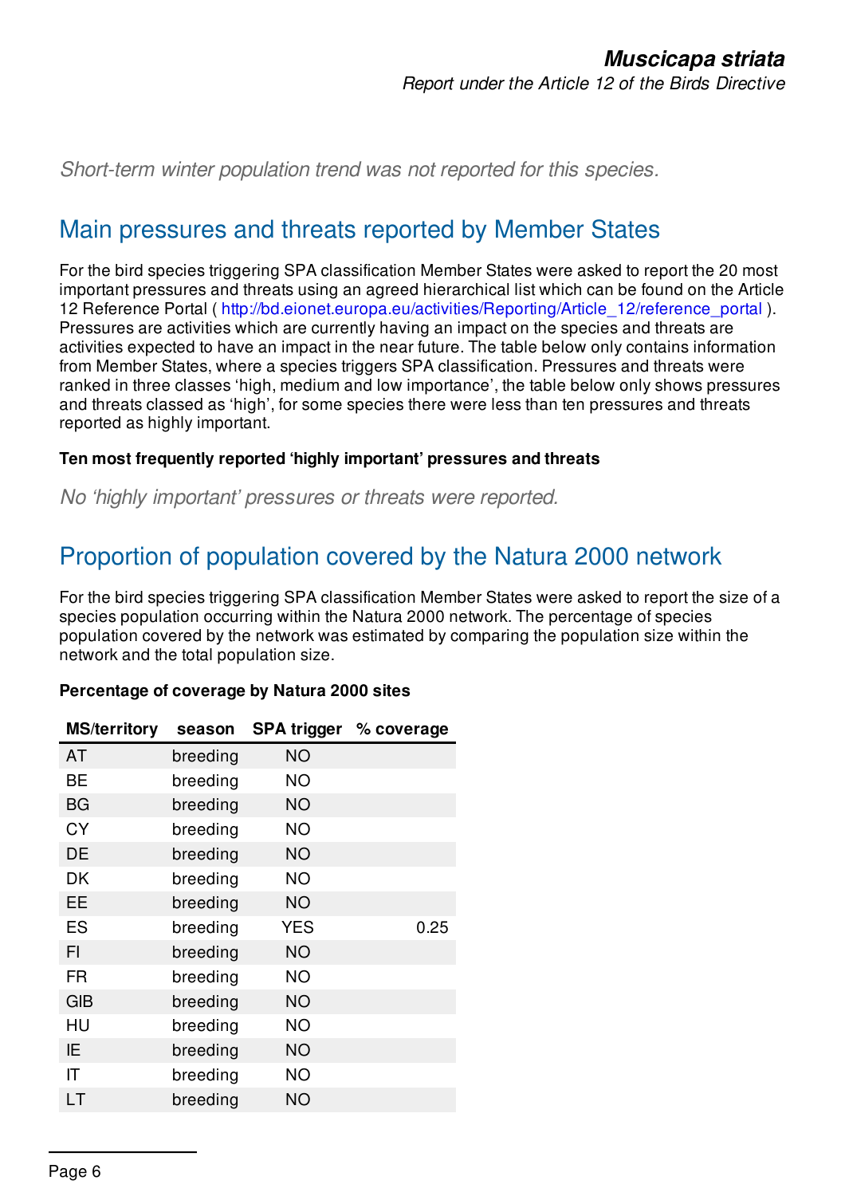*Short-term winter population trend was not reported for this species.*

## Main pressures and threats reported by Member States

For the bird species triggering SPA classification Member States were asked to report the 20 most important pressures and threats using an agreed hierarchical list which can be found on the Article 12 Reference Portal ( http://bd.eionet.europa.eu/activities/Reporting/Article_12/reference_portal ). Pressures are activities which are currently having an impact on the species and threats are activities expected to have an impact in the near future. The table below only contains information from Member States, where a species triggers SPA classification. Pressures and threats were ranked in three classes 'high, medium and low importance', the table below only shows pressures and threats classed as 'high', for some species there were less than ten pressures and threats reported as highly important.

**Ten most frequently reported 'highly important' pressures and threats**

*No 'highly important' pressures or threats were reported.*

## Proportion of population covered by the Natura 2000 network

For the bird species triggering SPA classification Member States were asked to report the size of a species population occurring within the Natura 2000 network. The percentage of species population covered by the network was estimated by comparing the population size within the network and the total population size.

**Percentage of coverage by Natura 2000 sites**

| MS/territory | season | SPA trigger | % coverage |
|---|---|---|---|
| AT | breeding | NO | |
| BE | breeding | NO | |
| BG | breeding | NO | |
| CY | breeding | NO | |
| DE | breeding | NO | |
| DK | breeding | NO | |
| EE | breeding | NO | |
| ES | breeding | YES | 0.25 |
| FI | breeding | NO | |
| FR | breeding | NO | |
| GIB | breeding | NO | |
| HU | breeding | NO | |
| IE | breeding | NO | |
| IT | breeding | NO | |
| LT | breeding | NO | |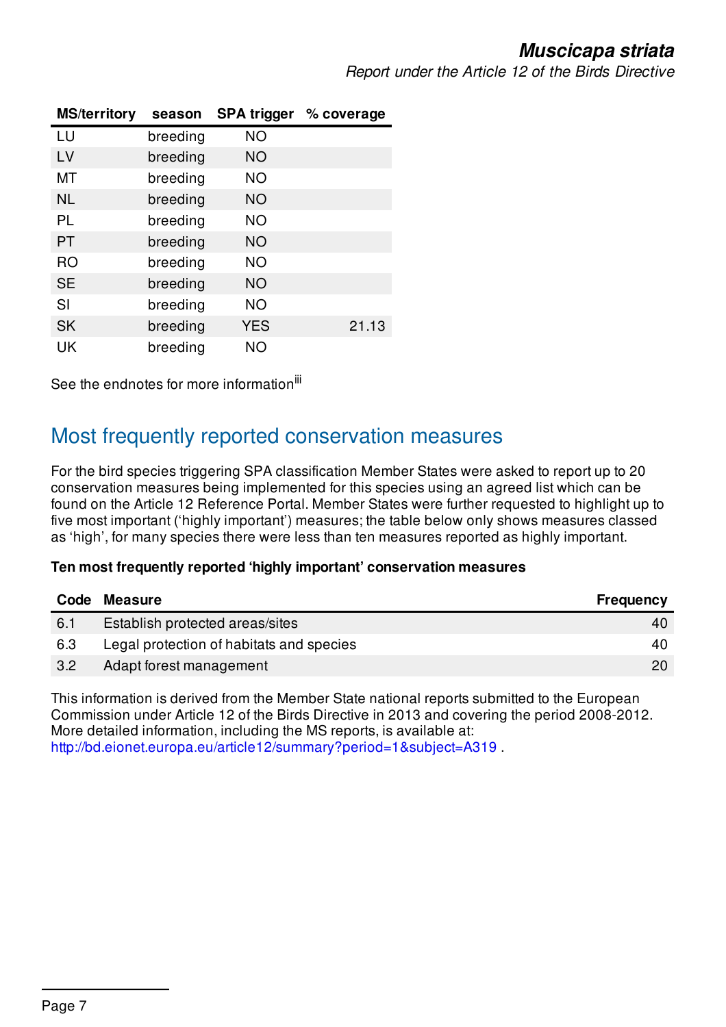| MS/territory | season | SPA trigger | % coverage |
|---|---|---|---|
| LU | breeding | NO | |
| LV | breeding | NO | |
| MT | breeding | NO | |
| NL | breeding | NO | |
| PL | breeding | NO | |
| PT | breeding | NO | |
| RO | breeding | NO | |
| SE | breeding | NO | |
| SI | breeding | NO | |
| SK | breeding | YES | 21.13 |
| UK | breeding | NO | |

See the endnotes for more information[iii]

## Most frequently reported conservation measures

For the bird species triggering SPA classification Member States were asked to report up to 20 conservation measures being implemented for this species using an agreed list which can be found on the Article 12 Reference Portal. Member States were further requested to highlight up to five most important ('highly important') measures; the table below only shows measures classed as 'high', for many species there were less than ten measures reported as highly important.

**Ten most frequently reported 'highly important' conservation measures**

| Code | Measure | Frequency |
|---|---|---|
| 6.1 | Establish protected areas/sites | 40 |
| 6.3 | Legal protection of habitats and species | 40 |
| 3.2 | Adapt forest management | 20 |

This information is derived from the Member State national reports submitted to the European Commission under Article 12 of the Birds Directive in 2013 and covering the period 2008-2012. More detailed information, including the MS reports, is available at: http://bd.eionet.europa.eu/article12/summary?period=1&subject=A319 .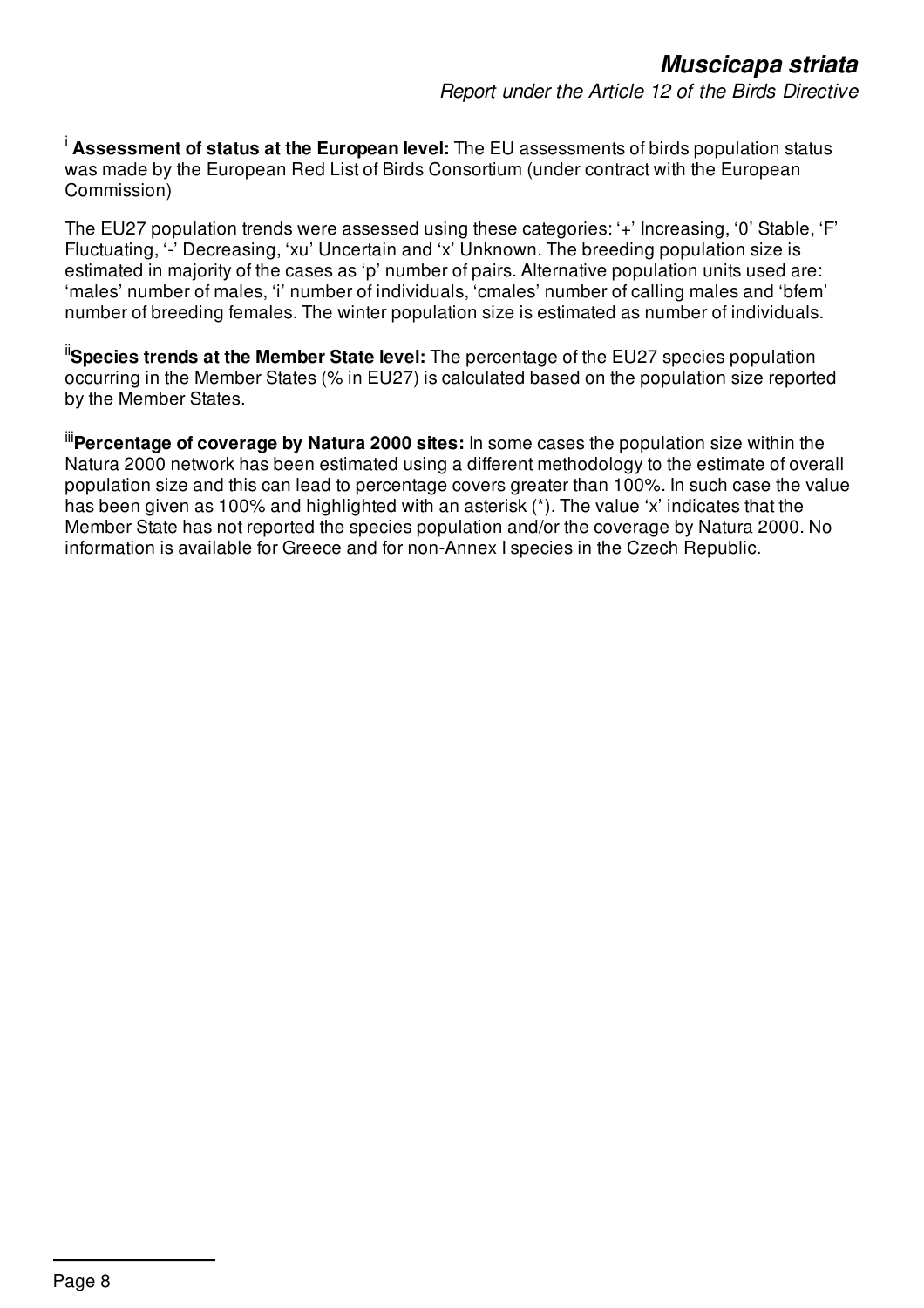[i] **Assessment of status at the European level:** The EU assessments of birds population status was made by the European Red List of Birds Consortium (under contract with the European Commission)

The EU27 population trends were assessed using these categories: '+' Increasing, '0' Stable, 'F' Fluctuating, '-' Decreasing, 'xu' Uncertain and 'x' Unknown. The breeding population size is estimated in majority of the cases as 'p' number of pairs. Alternative population units used are: 'males' number of males, 'i' number of individuals, 'cmales' number of calling males and 'bfem' number of breeding females. The winter population size is estimated as number of individuals.

[ii] **Species trends at the Member State level:** The percentage of the EU27 species population occurring in the Member States (% in EU27) is calculated based on the population size reported by the Member States.

[iii] **Percentage of coverage by Natura 2000 sites:** In some cases the population size within the Natura 2000 network has been estimated using a different methodology to the estimate of overall population size and this can lead to percentage covers greater than 100%. In such case the value has been given as 100% and highlighted with an asterisk (*). The value 'x' indicates that the Member State has not reported the species population and/or the coverage by Natura 2000. No information is available for Greece and for non-Annex I species in the Czech Republic.